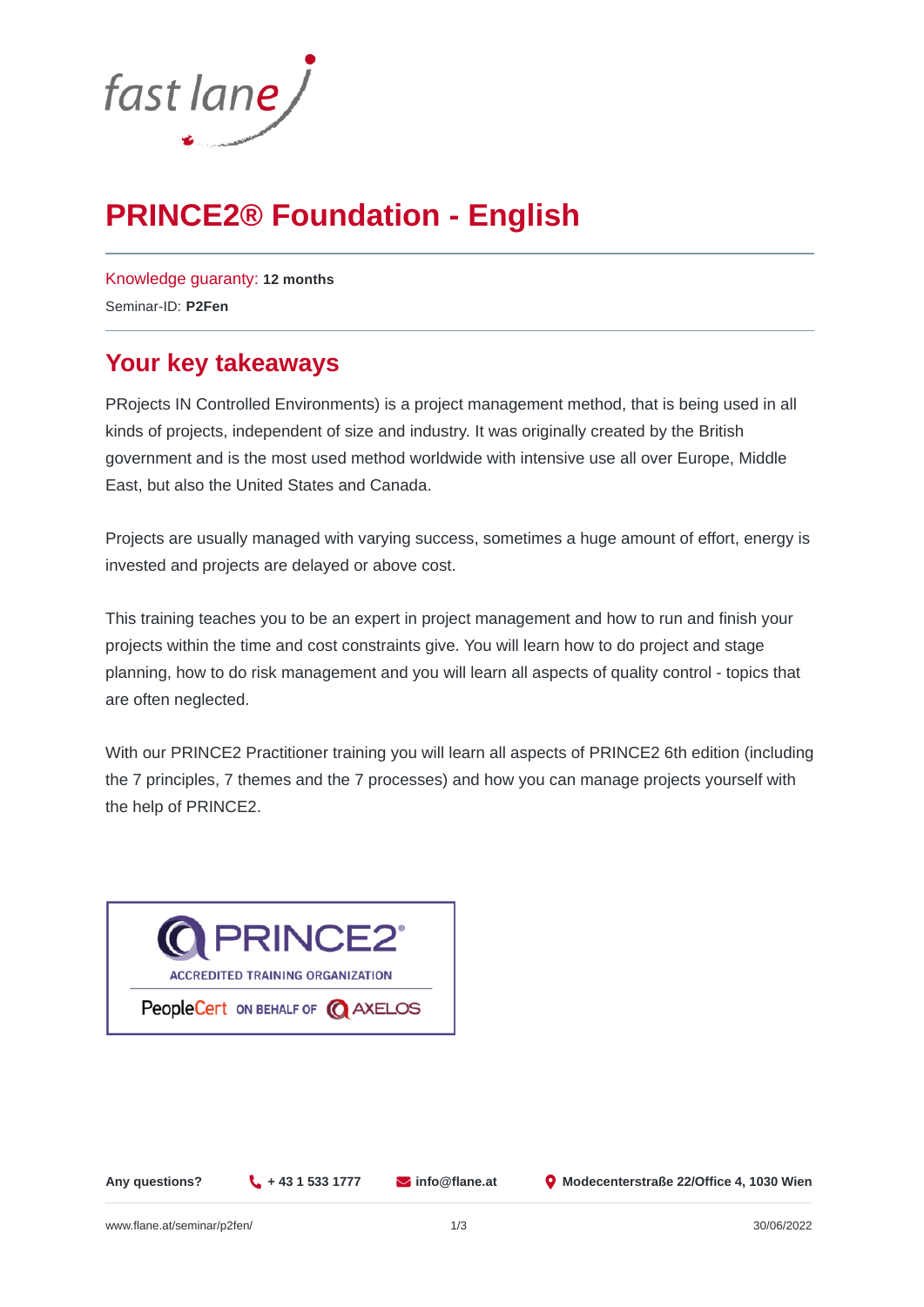# PRINCE2® Foundation - English

Knowledge guaranty: **12 months**

Seminar-ID: **P2Fen**

## Your key takeaways

PRojects IN Controlled Environments) is a project management method, that is being used in all kinds of projects, independent of size and industry. It was originally created by the British government and is the most used method worldwide with intensive use all over Europe, Middle East, but also the United States and Canada.

Projects are usually managed with varying success, sometimes a huge amount of effort, energy is invested and projects are delayed or above cost.

This training teaches you to be an expert in project management and how to run and finish your projects within the time and cost constraints give. You will learn how to do project and stage planning, how to do risk management and you will learn all aspects of quality control - topics that are often neglected.

With our PRINCE2 Practitioner training you will learn all aspects of PRINCE2 6th edition (including the 7 principles, 7 themes and the 7 processes) and how you can manage projects yourself with the help of PRINCE2.

PRINCE2®
ACCREDITED TRAINING ORGANIZATION
PeopleCert ON BEHALF OF AXELOS

**Any questions?** **+ 43 1 533 1777** **info@flane.at** **Modecenterstraße 22/Office 4, 1030 Wien**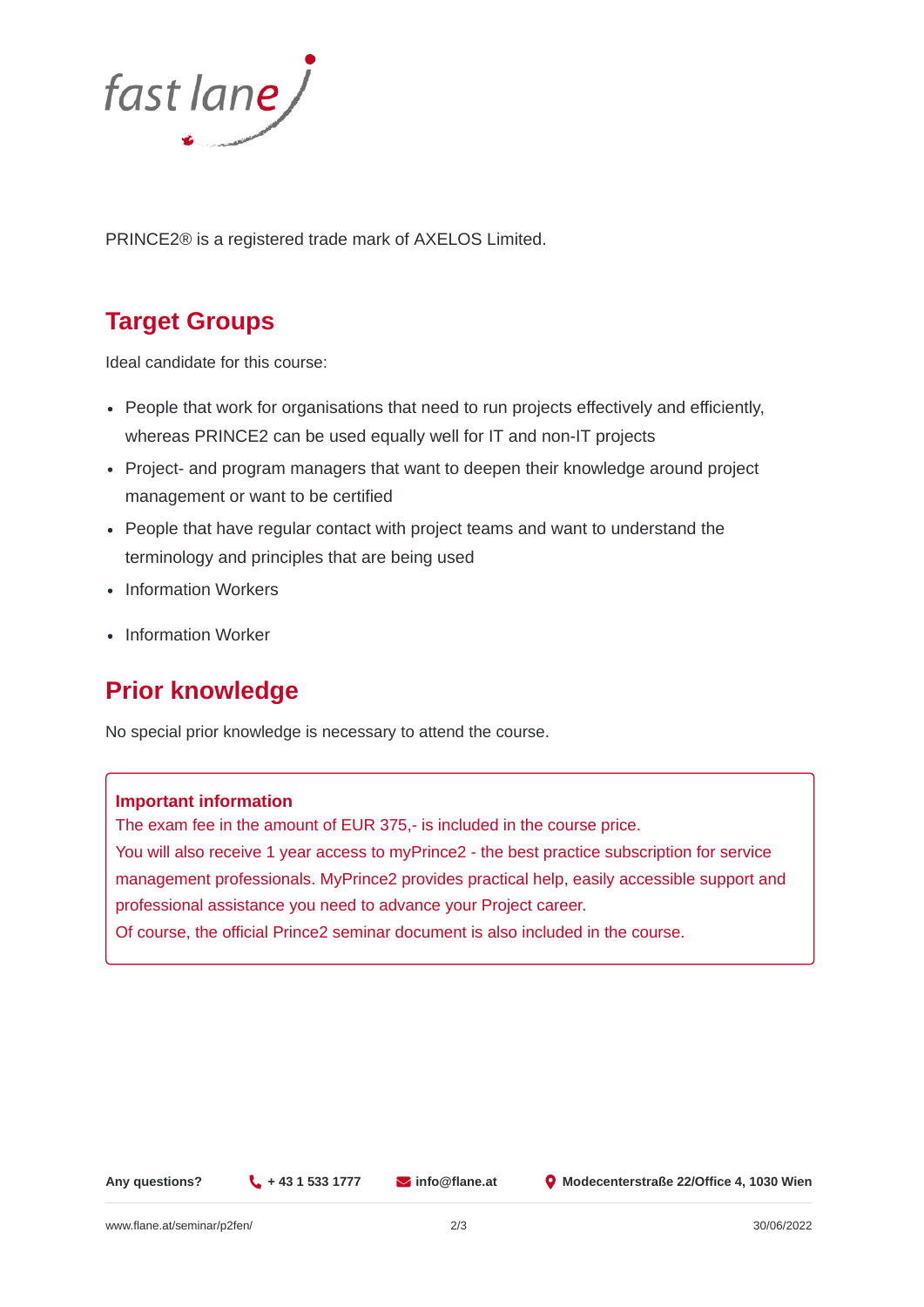PRINCE2® is a registered trade mark of AXELOS Limited.

## Target Groups

Ideal candidate for this course:

- People that work for organisations that need to run projects effectively and efficiently, whereas PRINCE2 can be used equally well for IT and non-IT projects
- Project- and program managers that want to deepen their knowledge around project management or want to be certified
- People that have regular contact with project teams and want to understand the terminology and principles that are being used
- Information Workers
- Information Worker

## Prior knowledge

No special prior knowledge is necessary to attend the course.

**Important information**
The exam fee in the amount of EUR 375,- is included in the course price.
You will also receive 1 year access to myPrince2 - the best practice subscription for service management professionals. MyPrince2 provides practical help, easily accessible support and professional assistance you need to advance your Project career.
Of course, the official Prince2 seminar document is also included in the course.

**Any questions?** + 43 1 533 1777 info@flane.at Modecenterstraße 22/Office 4, 1030 Wien

www.flane.at/seminar/p2fen/ 30/06/2022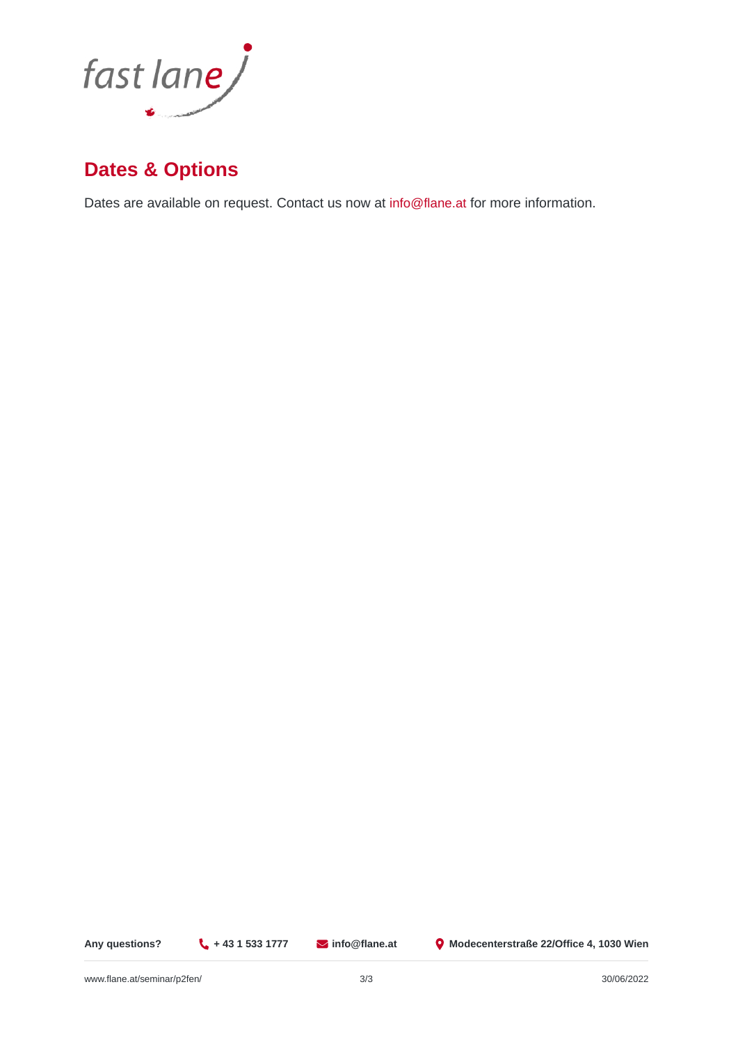## Dates & Options

Dates are available on request. Contact us now at info@flane.at for more information.

**Any questions?** **+ 43 1 533 1777** **info@flane.at** **Modecenterstraße 22/Office 4, 1030 Wien**